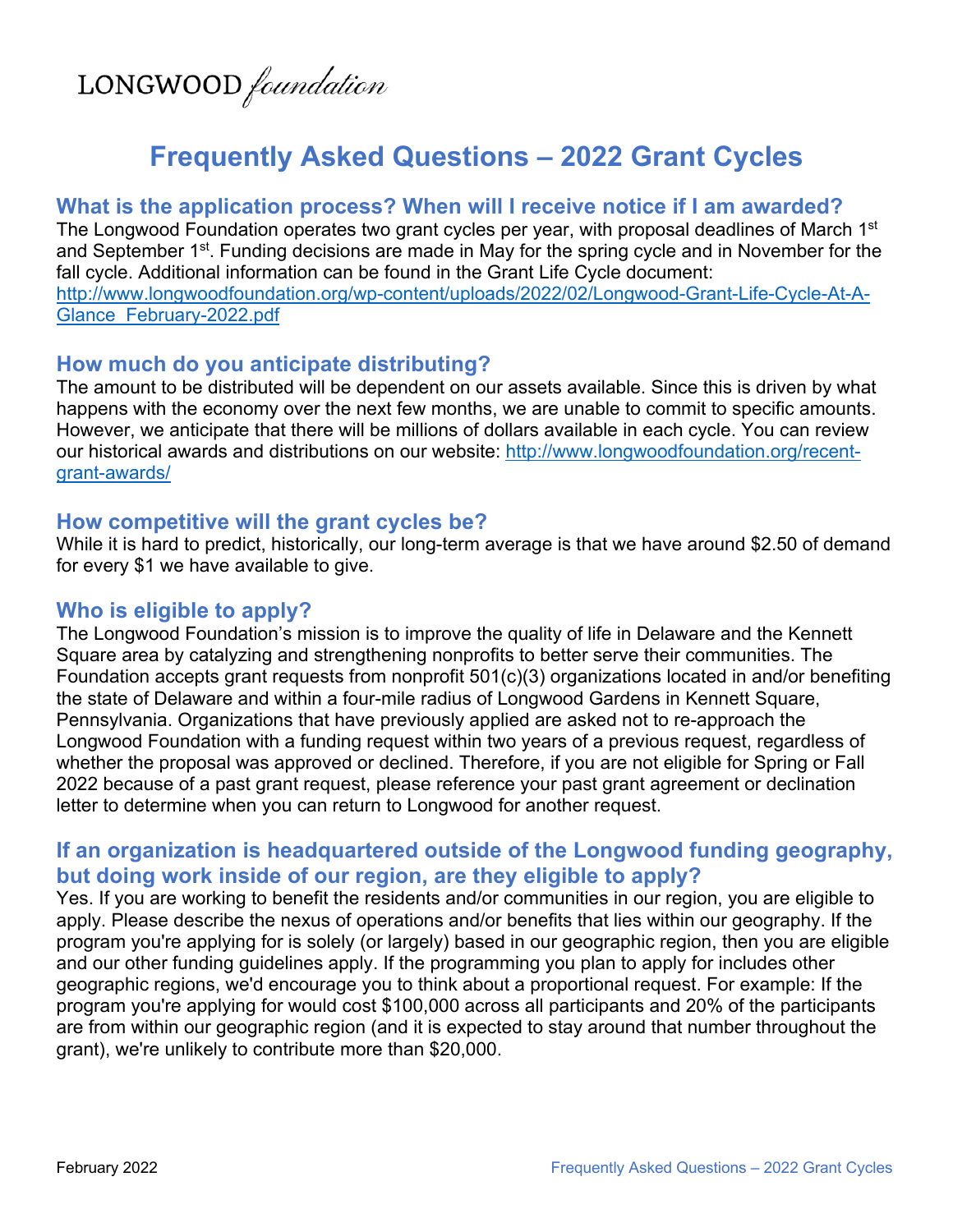LONGWOOD *foundation*

# Frequently Asked Questions – 2022 Grant Cycles

## What is the application process? When will I receive notice if I am awarded?

The Longwood Foundation operates two grant cycles per year, with proposal deadlines of March 1st and September 1st. Funding decisions are made in May for the spring cycle and in November for the fall cycle. Additional information can be found in the Grant Life Cycle document: http://www.longwoodfoundation.org/wp-content/uploads/2022/02/Longwood-Grant-Life-Cycle-At-A-Glance_February-2022.pdf

## How much do you anticipate distributing?

The amount to be distributed will be dependent on our assets available. Since this is driven by what happens with the economy over the next few months, we are unable to commit to specific amounts. However, we anticipate that there will be millions of dollars available in each cycle. You can review our historical awards and distributions on our website: http://www.longwoodfoundation.org/recent-grant-awards/

## How competitive will the grant cycles be?

While it is hard to predict, historically, our long-term average is that we have around $2.50 of demand for every $1 we have available to give.

## Who is eligible to apply?

The Longwood Foundation's mission is to improve the quality of life in Delaware and the Kennett Square area by catalyzing and strengthening nonprofits to better serve their communities. The Foundation accepts grant requests from nonprofit 501(c)(3) organizations located in and/or benefiting the state of Delaware and within a four-mile radius of Longwood Gardens in Kennett Square, Pennsylvania. Organizations that have previously applied are asked not to re-approach the Longwood Foundation with a funding request within two years of a previous request, regardless of whether the proposal was approved or declined. Therefore, if you are not eligible for Spring or Fall 2022 because of a past grant request, please reference your past grant agreement or declination letter to determine when you can return to Longwood for another request.

## If an organization is headquartered outside of the Longwood funding geography, but doing work inside of our region, are they eligible to apply?

Yes. If you are working to benefit the residents and/or communities in our region, you are eligible to apply. Please describe the nexus of operations and/or benefits that lies within our geography. If the program you're applying for is solely (or largely) based in our geographic region, then you are eligible and our other funding guidelines apply. If the programming you plan to apply for includes other geographic regions, we'd encourage you to think about a proportional request. For example: If the program you're applying for would cost $100,000 across all participants and 20% of the participants are from within our geographic region (and it is expected to stay around that number throughout the grant), we're unlikely to contribute more than $20,000.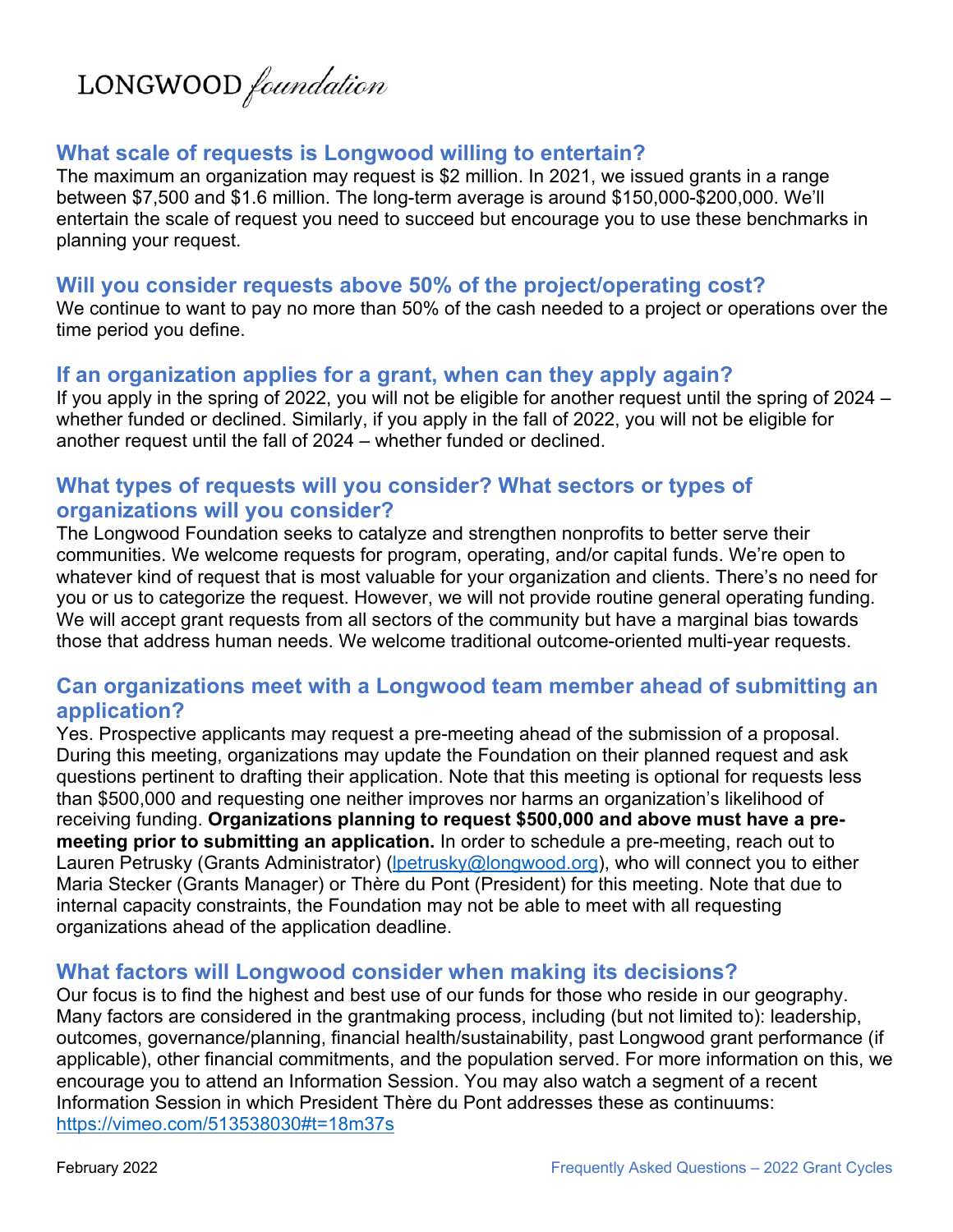LONGWOOD *foundation*

## What scale of requests is Longwood willing to entertain?

The maximum an organization may request is $2 million. In 2021, we issued grants in a range between $7,500 and $1.6 million. The long-term average is around $150,000-$200,000. We'll entertain the scale of request you need to succeed but encourage you to use these benchmarks in planning your request.

## Will you consider requests above 50% of the project/operating cost?

We continue to want to pay no more than 50% of the cash needed to a project or operations over the time period you define.

## If an organization applies for a grant, when can they apply again?

If you apply in the spring of 2022, you will not be eligible for another request until the spring of 2024 – whether funded or declined. Similarly, if you apply in the fall of 2022, you will not be eligible for another request until the fall of 2024 – whether funded or declined.

## What types of requests will you consider? What sectors or types of organizations will you consider?

The Longwood Foundation seeks to catalyze and strengthen nonprofits to better serve their communities. We welcome requests for program, operating, and/or capital funds. We're open to whatever kind of request that is most valuable for your organization and clients. There's no need for you or us to categorize the request. However, we will not provide routine general operating funding. We will accept grant requests from all sectors of the community but have a marginal bias towards those that address human needs. We welcome traditional outcome-oriented multi-year requests.

## Can organizations meet with a Longwood team member ahead of submitting an application?

Yes. Prospective applicants may request a pre-meeting ahead of the submission of a proposal. During this meeting, organizations may update the Foundation on their planned request and ask questions pertinent to drafting their application. Note that this meeting is optional for requests less than $500,000 and requesting one neither improves nor harms an organization's likelihood of receiving funding. **Organizations planning to request $500,000 and above must have a pre-meeting prior to submitting an application.** In order to schedule a pre-meeting, reach out to Lauren Petrusky (Grants Administrator) (lpetrusky@longwood.org), who will connect you to either Maria Stecker (Grants Manager) or Thère du Pont (President) for this meeting. Note that due to internal capacity constraints, the Foundation may not be able to meet with all requesting organizations ahead of the application deadline.

## What factors will Longwood consider when making its decisions?

Our focus is to find the highest and best use of our funds for those who reside in our geography. Many factors are considered in the grantmaking process, including (but not limited to): leadership, outcomes, governance/planning, financial health/sustainability, past Longwood grant performance (if applicable), other financial commitments, and the population served. For more information on this, we encourage you to attend an Information Session. You may also watch a segment of a recent Information Session in which President Thère du Pont addresses these as continuums: https://vimeo.com/513538030#t=18m37s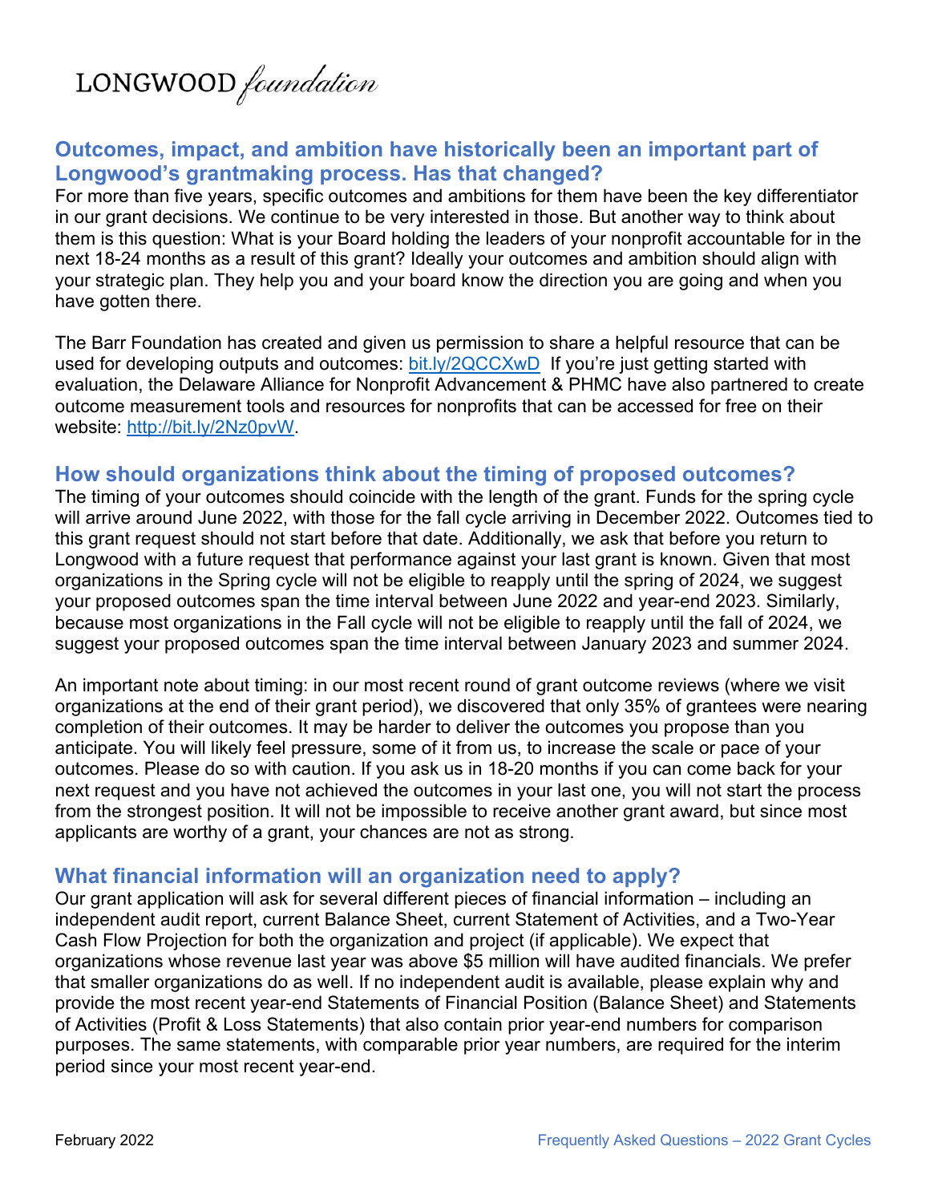LONGWOOD *foundation*

## Outcomes, impact, and ambition have historically been an important part of Longwood's grantmaking process. Has that changed?

For more than five years, specific outcomes and ambitions for them have been the key differentiator in our grant decisions. We continue to be very interested in those. But another way to think about them is this question: What is your Board holding the leaders of your nonprofit accountable for in the next 18-24 months as a result of this grant? Ideally your outcomes and ambition should align with your strategic plan. They help you and your board know the direction you are going and when you have gotten there.

The Barr Foundation has created and given us permission to share a helpful resource that can be used for developing outputs and outcomes: bit.ly/2QCCXwD If you're just getting started with evaluation, the Delaware Alliance for Nonprofit Advancement & PHMC have also partnered to create outcome measurement tools and resources for nonprofits that can be accessed for free on their website: http://bit.ly/2Nz0pvW.

## How should organizations think about the timing of proposed outcomes?

The timing of your outcomes should coincide with the length of the grant. Funds for the spring cycle will arrive around June 2022, with those for the fall cycle arriving in December 2022. Outcomes tied to this grant request should not start before that date. Additionally, we ask that before you return to Longwood with a future request that performance against your last grant is known. Given that most organizations in the Spring cycle will not be eligible to reapply until the spring of 2024, we suggest your proposed outcomes span the time interval between June 2022 and year-end 2023. Similarly, because most organizations in the Fall cycle will not be eligible to reapply until the fall of 2024, we suggest your proposed outcomes span the time interval between January 2023 and summer 2024.

An important note about timing: in our most recent round of grant outcome reviews (where we visit organizations at the end of their grant period), we discovered that only 35% of grantees were nearing completion of their outcomes. It may be harder to deliver the outcomes you propose than you anticipate. You will likely feel pressure, some of it from us, to increase the scale or pace of your outcomes. Please do so with caution. If you ask us in 18-20 months if you can come back for your next request and you have not achieved the outcomes in your last one, you will not start the process from the strongest position. It will not be impossible to receive another grant award, but since most applicants are worthy of a grant, your chances are not as strong.

## What financial information will an organization need to apply?

Our grant application will ask for several different pieces of financial information – including an independent audit report, current Balance Sheet, current Statement of Activities, and a Two-Year Cash Flow Projection for both the organization and project (if applicable). We expect that organizations whose revenue last year was above $5 million will have audited financials. We prefer that smaller organizations do as well. If no independent audit is available, please explain why and provide the most recent year-end Statements of Financial Position (Balance Sheet) and Statements of Activities (Profit & Loss Statements) that also contain prior year-end numbers for comparison purposes. The same statements, with comparable prior year numbers, are required for the interim period since your most recent year-end.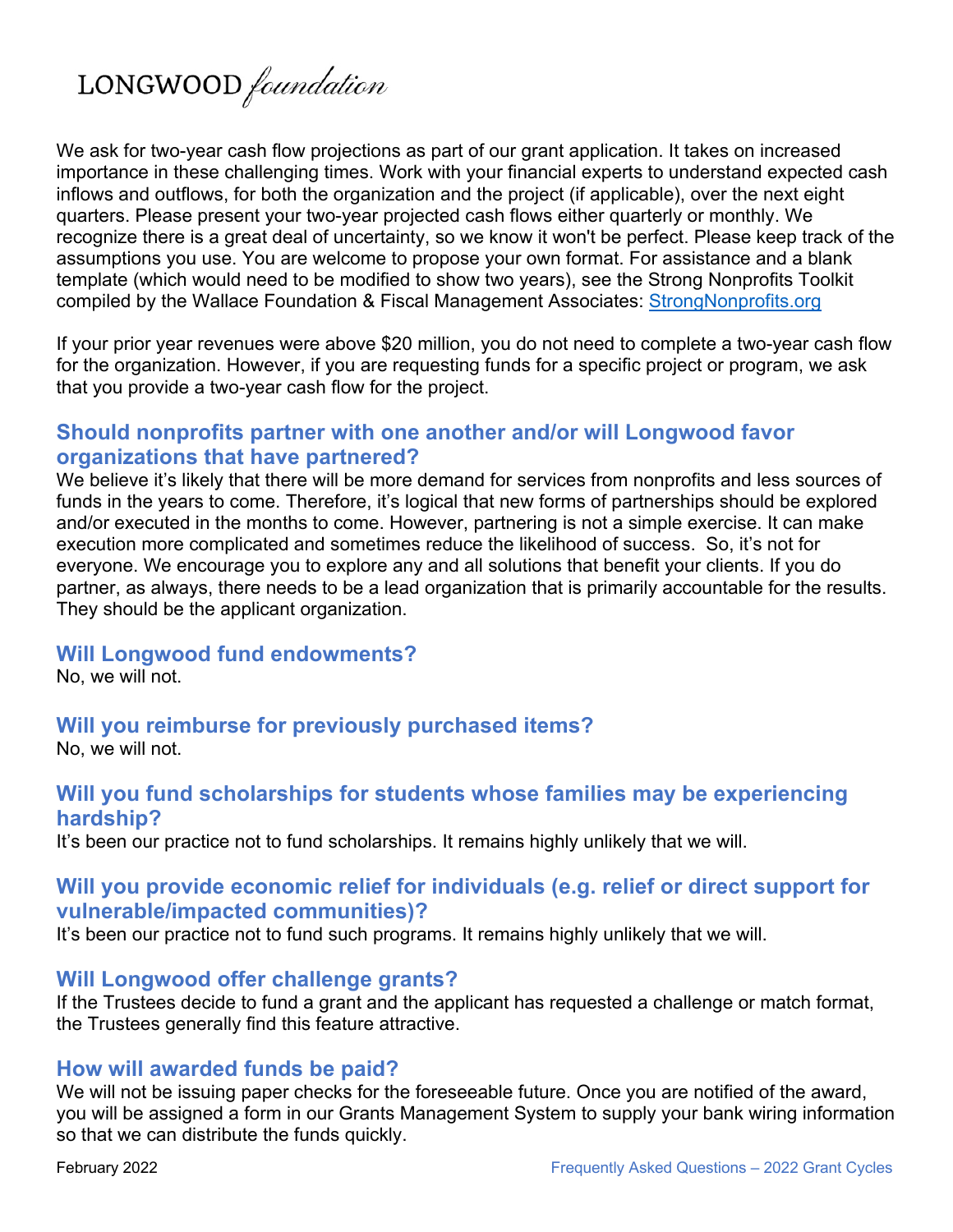We ask for two-year cash flow projections as part of our grant application. It takes on increased importance in these challenging times. Work with your financial experts to understand expected cash inflows and outflows, for both the organization and the project (if applicable), over the next eight quarters. Please present your two-year projected cash flows either quarterly or monthly. We recognize there is a great deal of uncertainty, so we know it won't be perfect. Please keep track of the assumptions you use. You are welcome to propose your own format. For assistance and a blank template (which would need to be modified to show two years), see the Strong Nonprofits Toolkit compiled by the Wallace Foundation & Fiscal Management Associates: [StrongNonprofits.org](StrongNonprofits.org)

If your prior year revenues were above $20 million, you do not need to complete a two-year cash flow for the organization. However, if you are requesting funds for a specific project or program, we ask that you provide a two-year cash flow for the project.

## Should nonprofits partner with one another and/or will Longwood favor organizations that have partnered?

We believe it's likely that there will be more demand for services from nonprofits and less sources of funds in the years to come. Therefore, it's logical that new forms of partnerships should be explored and/or executed in the months to come. However, partnering is not a simple exercise. It can make execution more complicated and sometimes reduce the likelihood of success. So, it's not for everyone. We encourage you to explore any and all solutions that benefit your clients. If you do partner, as always, there needs to be a lead organization that is primarily accountable for the results. They should be the applicant organization.

## Will Longwood fund endowments?

No, we will not.

## Will you reimburse for previously purchased items?

No, we will not.

## Will you fund scholarships for students whose families may be experiencing hardship?

It's been our practice not to fund scholarships. It remains highly unlikely that we will.

## Will you provide economic relief for individuals (e.g. relief or direct support for vulnerable/impacted communities)?

It's been our practice not to fund such programs. It remains highly unlikely that we will.

## Will Longwood offer challenge grants?

If the Trustees decide to fund a grant and the applicant has requested a challenge or match format, the Trustees generally find this feature attractive.

## How will awarded funds be paid?

We will not be issuing paper checks for the foreseeable future. Once you are notified of the award, you will be assigned a form in our Grants Management System to supply your bank wiring information so that we can distribute the funds quickly.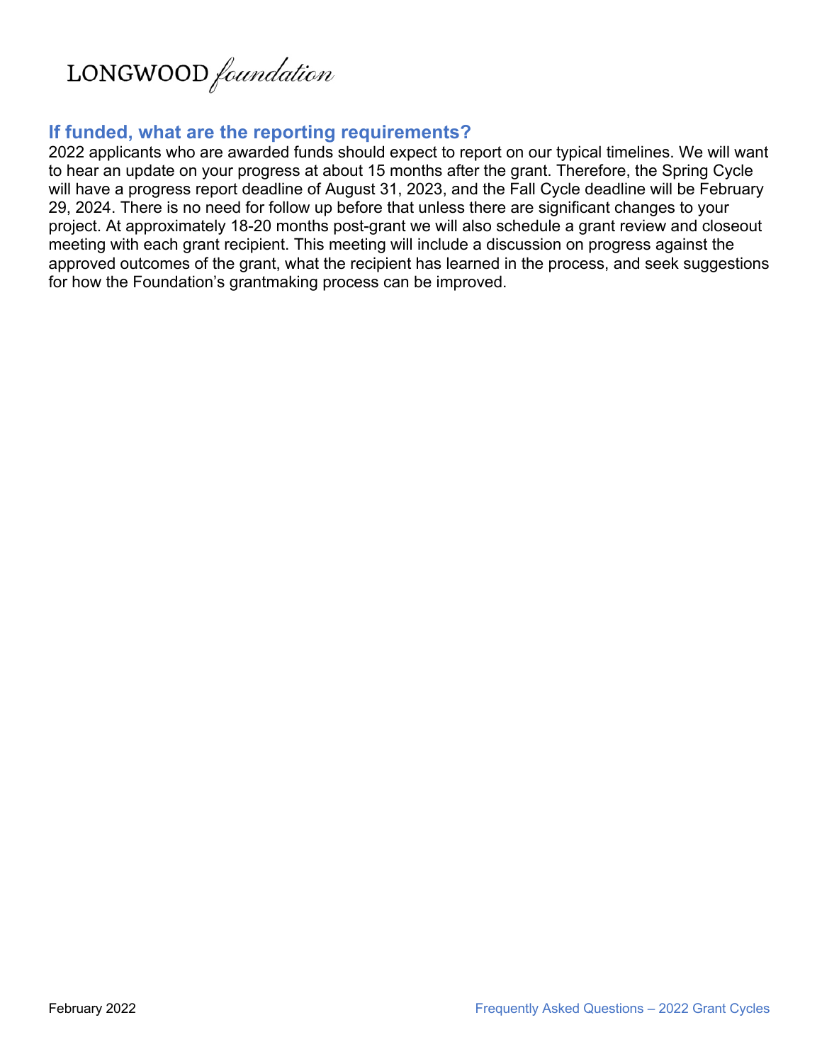## If funded, what are the reporting requirements?

2022 applicants who are awarded funds should expect to report on our typical timelines. We will want to hear an update on your progress at about 15 months after the grant. Therefore, the Spring Cycle will have a progress report deadline of August 31, 2023, and the Fall Cycle deadline will be February 29, 2024. There is no need for follow up before that unless there are significant changes to your project. At approximately 18-20 months post-grant we will also schedule a grant review and closeout meeting with each grant recipient. This meeting will include a discussion on progress against the approved outcomes of the grant, what the recipient has learned in the process, and seek suggestions for how the Foundation's grantmaking process can be improved.